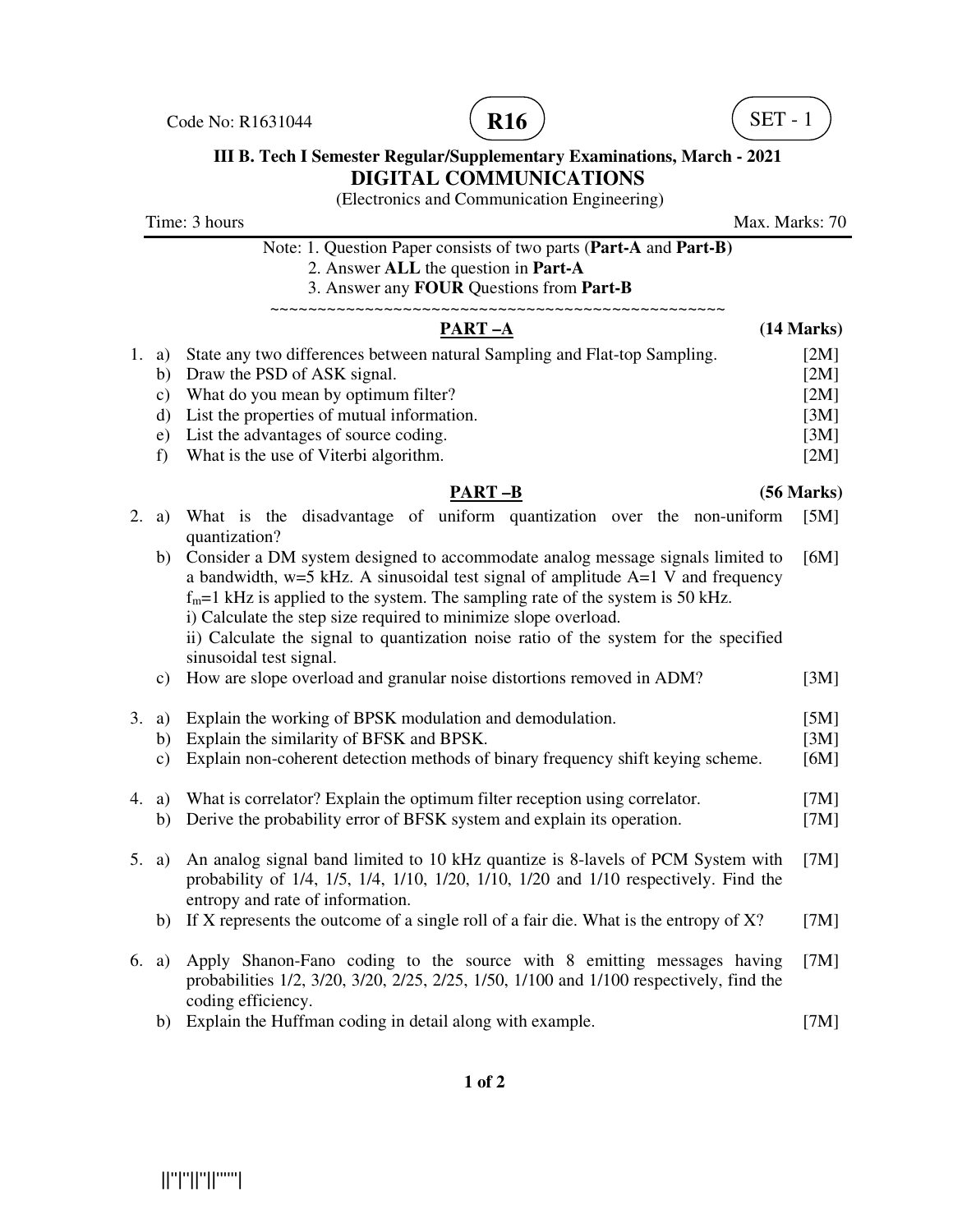Code No: R1631044 **R16** SET - 1

**III B. Tech I Semester Regular/Supplementary Examinations, March - 2021**

# DIGITAL COMMUNICATIONS

(Electronics and Communication Engineering)

Time: 3 hours Max. Marks: 70

Note: 1. Question Paper consists of two parts (**Part-A** and **Part-B)**
2. Answer **ALL** the question in **Part-A**
3. Answer any **FOUR** Questions from **Part-B**

~~~~~~~~~~~~~~~~~~~~~~~~~~~~~~~~~~~~~~~~~~~~~~~~~~~~~~~~~~~~~~

## PART –A (14 Marks)

1. a) State any two differences between natural Sampling and Flat-top Sampling. [2M]
   b) Draw the PSD of ASK signal. [2M]
   c) What do you mean by optimum filter? [2M]
   d) List the properties of mutual information. [3M]
   e) List the advantages of source coding. [3M]
   f) What is the use of Viterbi algorithm. [2M]

## PART –B (56 Marks)

2. a) What is the disadvantage of uniform quantization over the non-uniform quantization? [5M]
   b) Consider a DM system designed to accommodate analog message signals limited to a bandwidth, w=5 kHz. A sinusoidal test signal of amplitude A=1 V and frequency $f_m$=1 kHz is applied to the system. The sampling rate of the system is 50 kHz. [6M]
   i) Calculate the step size required to minimize slope overload.
   ii) Calculate the signal to quantization noise ratio of the system for the specified sinusoidal test signal.
   c) How are slope overload and granular noise distortions removed in ADM? [3M]

3. a) Explain the working of BPSK modulation and demodulation. [5M]
   b) Explain the similarity of BFSK and BPSK. [3M]
   c) Explain non-coherent detection methods of binary frequency shift keying scheme. [6M]

4. a) What is correlator? Explain the optimum filter reception using correlator. [7M]
   b) Derive the probability error of BFSK system and explain its operation. [7M]

5. a) An analog signal band limited to 10 kHz quantize is 8-lavels of PCM System with probability of 1/4, 1/5, 1/4, 1/10, 1/20, 1/10, 1/20 and 1/10 respectively. Find the entropy and rate of information. [7M]
   b) If X represents the outcome of a single roll of a fair die. What is the entropy of X? [7M]

6. a) Apply Shanon-Fano coding to the source with 8 emitting messages having probabilities 1/2, 3/20, 3/20, 2/25, 2/25, 1/50, 1/100 and 1/100 respectively, find the coding efficiency. [7M]
   b) Explain the Huffman coding in detail along with example. [7M]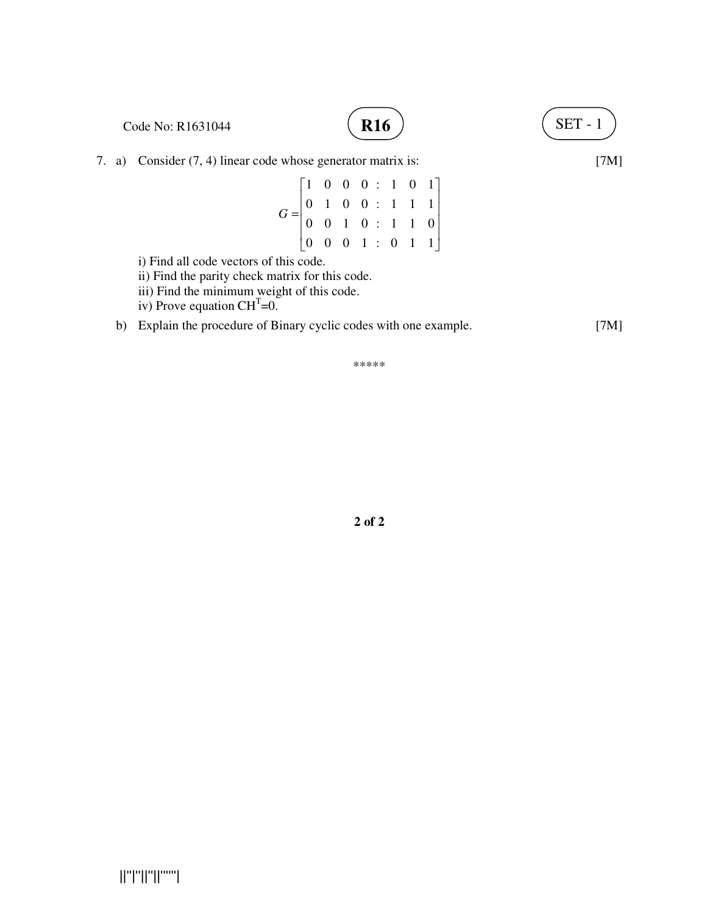7. a) Consider (7, 4) linear code whose generator matrix is: [7M]

$$G = \begin{bmatrix} 1 & 0 & 0 & 0 & : & 1 & 0 & 1 \\ 0 & 1 & 0 & 0 & : & 1 & 1 & 1 \\ 0 & 0 & 1 & 0 & : & 1 & 1 & 0 \\ 0 & 0 & 0 & 1 & : & 0 & 1 & 1 \end{bmatrix}$$

i) Find all code vectors of this code.
ii) Find the parity check matrix for this code.
iii) Find the minimum weight of this code.
iv) Prove equation $CH^T=0$.

b) Explain the procedure of Binary cyclic codes with one example. [7M]

*****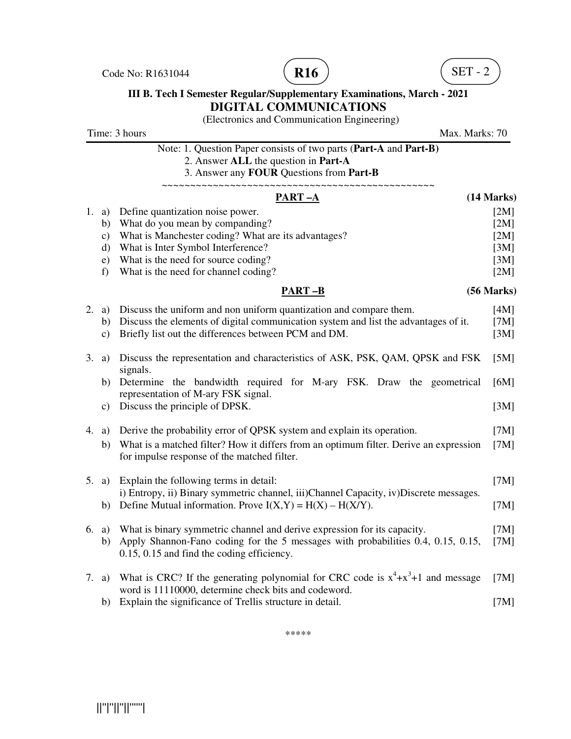Code No: R1631044 **R16** SET - 2

**III B. Tech I Semester Regular/Supplementary Examinations, March - 2021**

# DIGITAL COMMUNICATIONS

(Electronics and Communication Engineering)

Time: 3 hours Max. Marks: 70

Note: 1. Question Paper consists of two parts (**Part-A** and **Part-B)**
2. Answer **ALL** the question in **Part-A**
3. Answer any **FOUR** Questions from **Part-B**

~~~~~~~~~~~~~~~~~~~~~~~~~~~~~~~~~~~~~~~~~~~~~~~~~~~~

## PART –A (14 Marks)

1. a) Define quantization noise power. [2M]
   b) What do you mean by companding? [2M]
   c) What is Manchester coding? What are its advantages? [2M]
   d) What is Inter Symbol Interference? [3M]
   e) What is the need for source coding? [3M]
   f) What is the need for channel coding? [2M]

## PART –B (56 Marks)

2. a) Discuss the uniform and non uniform quantization and compare them. [4M]
   b) Discuss the elements of digital communication system and list the advantages of it. [7M]
   c) Briefly list out the differences between PCM and DM. [3M]

3. a) Discuss the representation and characteristics of ASK, PSK, QAM, QPSK and FSK signals. [5M]
   b) Determine the bandwidth required for M-ary FSK. Draw the geometrical representation of M-ary FSK signal. [6M]
   c) Discuss the principle of DPSK. [3M]

4. a) Derive the probability error of QPSK system and explain its operation. [7M]
   b) What is a matched filter? How it differs from an optimum filter. Derive an expression for impulse response of the matched filter. [7M]

5. a) Explain the following terms in detail: [7M]
   i) Entropy, ii) Binary symmetric channel, iii)Channel Capacity, iv)Discrete messages.
   b) Define Mutual information. Prove $I(X,Y) = H(X) – H(X/Y)$. [7M]

6. a) What is binary symmetric channel and derive expression for its capacity. [7M]
   b) Apply Shannon-Fano coding for the 5 messages with probabilities 0.4, 0.15, 0.15, 0.15, 0.15 and find the coding efficiency. [7M]

7. a) What is CRC? If the generating polynomial for CRC code is $x^4+x^3+1$ and message word is 11110000, determine check bits and codeword. [7M]
   b) Explain the significance of Trellis structure in detail. [7M]

\*\*\*\*\*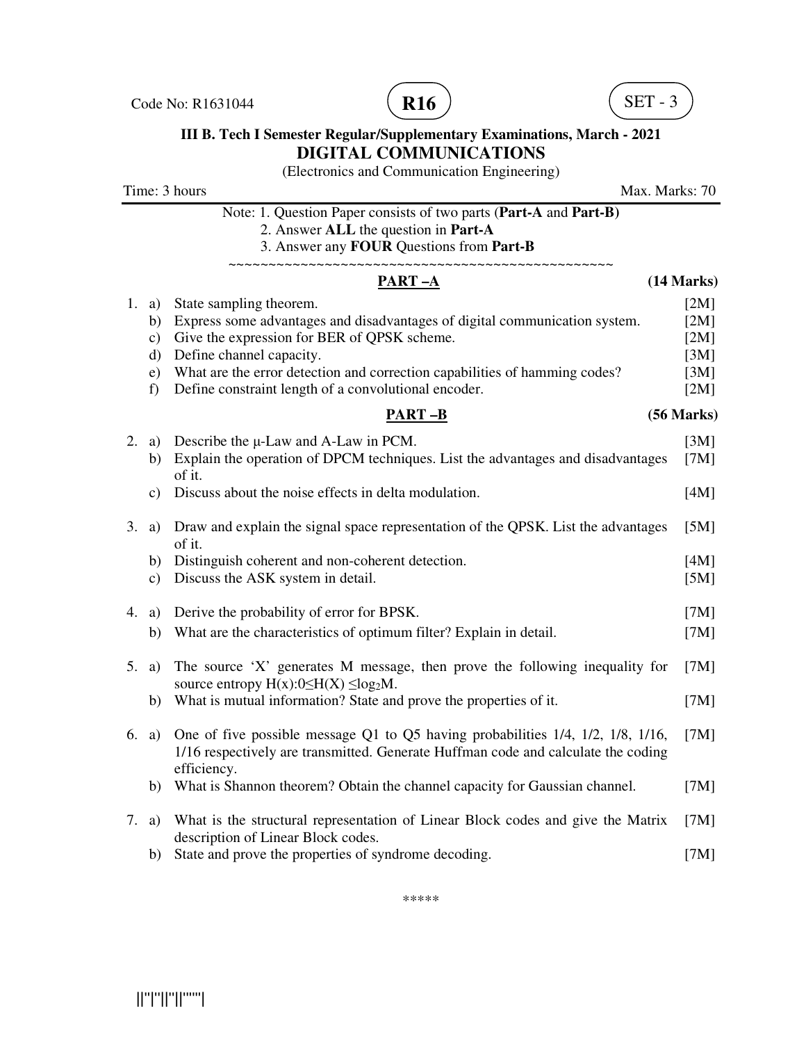Code No: R1631044 **R16** SET - 3

**III B. Tech I Semester Regular/Supplementary Examinations, March - 2021**

# DIGITAL COMMUNICATIONS

(Electronics and Communication Engineering)

Time: 3 hours Max. Marks: 70

Note: 1. Question Paper consists of two parts (**Part-A** and **Part-B)**
2. Answer **ALL** the question in **Part-A**
3. Answer any **FOUR** Questions from **Part-B**

~~~~~~~~~~~~~~~~~~~~~~~~~~~~~~~~~~~~~~~~~~~~~~~~~~~~

## PART –A (14 Marks)

1. a) State sampling theorem. [2M]
   b) Express some advantages and disadvantages of digital communication system. [2M]
   c) Give the expression for BER of QPSK scheme. [2M]
   d) Define channel capacity. [3M]
   e) What are the error detection and correction capabilities of hamming codes? [3M]
   f) Define constraint length of a convolutional encoder. [2M]

## PART –B (56 Marks)

2. a) Describe the μ-Law and A-Law in PCM. [3M]
   b) Explain the operation of DPCM techniques. List the advantages and disadvantages of it. [7M]
   c) Discuss about the noise effects in delta modulation. [4M]

3. a) Draw and explain the signal space representation of the QPSK. List the advantages of it. [5M]
   b) Distinguish coherent and non-coherent detection. [4M]
   c) Discuss the ASK system in detail. [5M]

4. a) Derive the probability of error for BPSK. [7M]
   b) What are the characteristics of optimum filter? Explain in detail. [7M]

5. a) The source 'X' generates M message, then prove the following inequality for source entropy $H(x): 0 \leq H(X) \leq \log_2 M$. [7M]
   b) What is mutual information? State and prove the properties of it. [7M]

6. a) One of five possible message Q1 to Q5 having probabilities 1/4, 1/2, 1/8, 1/16, 1/16 respectively are transmitted. Generate Huffman code and calculate the coding efficiency. [7M]
   b) What is Shannon theorem? Obtain the channel capacity for Gaussian channel. [7M]

7. a) What is the structural representation of Linear Block codes and give the Matrix description of Linear Block codes. [7M]
   b) State and prove the properties of syndrome decoding. [7M]

*****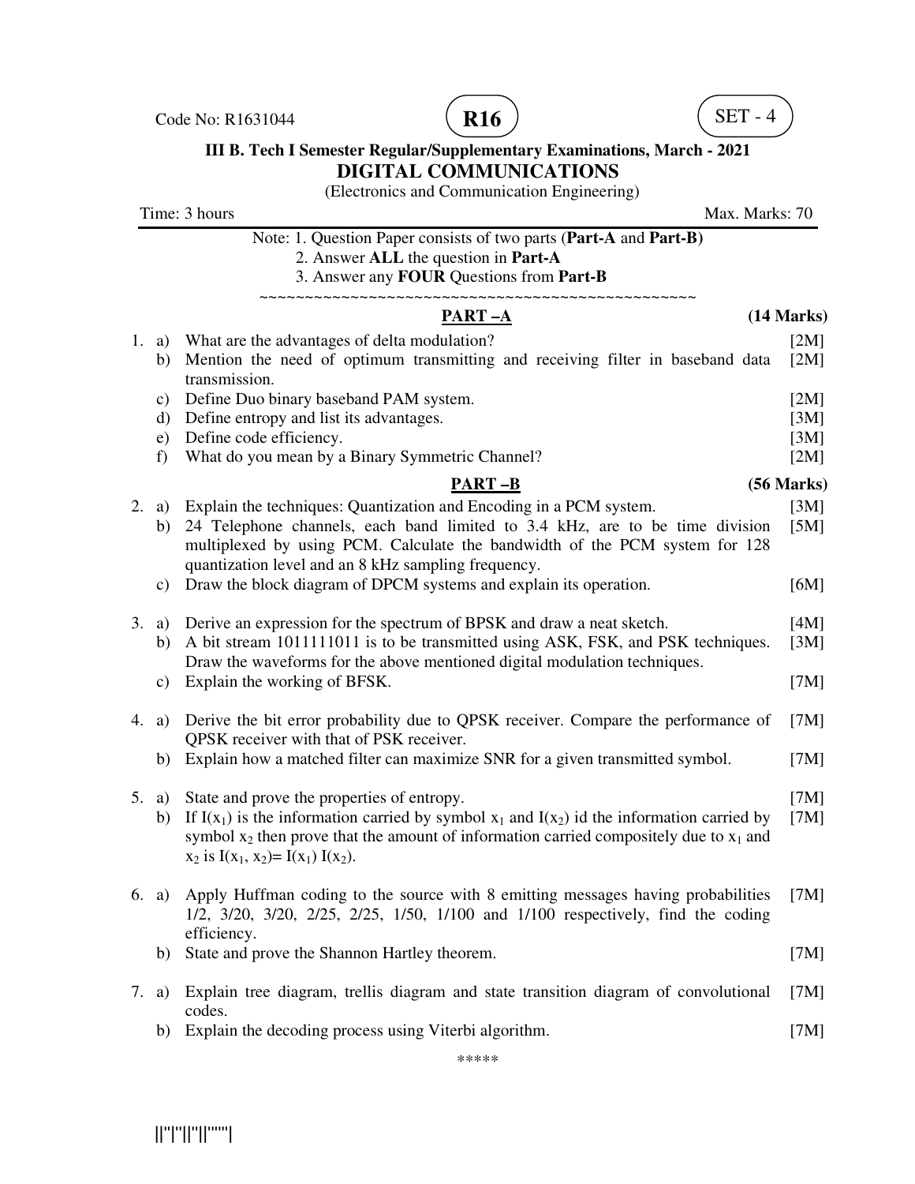Code No: R1631044 **R16** SET - 4

**III B. Tech I Semester Regular/Supplementary Examinations, March - 2021**

# DIGITAL COMMUNICATIONS

(Electronics and Communication Engineering)

Time: 3 hours Max. Marks: 70

Note: 1. Question Paper consists of two parts (**Part-A** and **Part-B)**
2. Answer **ALL** the question in **Part-A**
3. Answer any **FOUR** Questions from **Part-B**

~~~~~~~~~~~~~~~~~~~~~~~~~~~~~~~~~~~~~~~~~~~~~~~~~~~~

## PART –A (14 Marks)

1. a) What are the advantages of delta modulation? [2M]
   b) Mention the need of optimum transmitting and receiving filter in baseband data transmission. [2M]
   c) Define Duo binary baseband PAM system. [2M]
   d) Define entropy and list its advantages. [3M]
   e) Define code efficiency. [3M]
   f) What do you mean by a Binary Symmetric Channel? [2M]

## PART –B (56 Marks)

2. a) Explain the techniques: Quantization and Encoding in a PCM system. [3M]
   b) 24 Telephone channels, each band limited to 3.4 kHz, are to be time division multiplexed by using PCM. Calculate the bandwidth of the PCM system for 128 quantization level and an 8 kHz sampling frequency. [5M]
   c) Draw the block diagram of DPCM systems and explain its operation. [6M]

3. a) Derive an expression for the spectrum of BPSK and draw a neat sketch. [4M]
   b) A bit stream 1011111011 is to be transmitted using ASK, FSK, and PSK techniques. Draw the waveforms for the above mentioned digital modulation techniques. [3M]
   c) Explain the working of BFSK. [7M]

4. a) Derive the bit error probability due to QPSK receiver. Compare the performance of QPSK receiver with that of PSK receiver. [7M]
   b) Explain how a matched filter can maximize SNR for a given transmitted symbol. [7M]

5. a) State and prove the properties of entropy. [7M]
   b) If $I(x_1)$ is the information carried by symbol $x_1$ and $I(x_2)$ id the information carried by symbol $x_2$ then prove that the amount of information carried compositely due to $x_1$ and $x_2$ is $I(x_1, x_2)= I(x_1)\, I(x_2)$. [7M]

6. a) Apply Huffman coding to the source with 8 emitting messages having probabilities 1/2, 3/20, 3/20, 2/25, 2/25, 1/50, 1/100 and 1/100 respectively, find the coding efficiency. [7M]
   b) State and prove the Shannon Hartley theorem. [7M]

7. a) Explain tree diagram, trellis diagram and state transition diagram of convolutional codes. [7M]
   b) Explain the decoding process using Viterbi algorithm. [7M]

*****